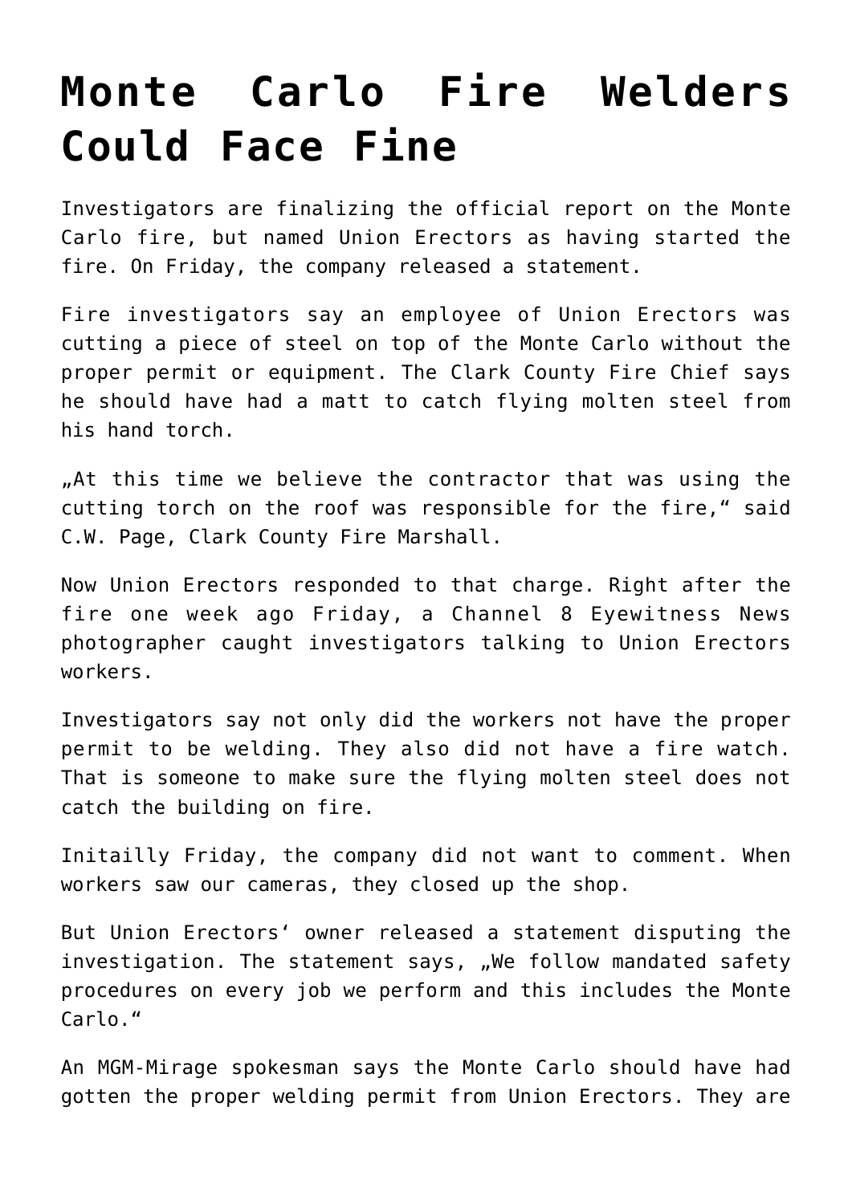# Monte Carlo Fire Welders Could Face Fine

Investigators are finalizing the official report on the Monte Carlo fire, but named Union Erectors as having started the fire. On Friday, the company released a statement.

Fire investigators say an employee of Union Erectors was cutting a piece of steel on top of the Monte Carlo without the proper permit or equipment. The Clark County Fire Chief says he should have had a matt to catch flying molten steel from his hand torch.

„At this time we believe the contractor that was using the cutting torch on the roof was responsible for the fire," said C.W. Page, Clark County Fire Marshall.

Now Union Erectors responded to that charge. Right after the fire one week ago Friday, a Channel 8 Eyewitness News photographer caught investigators talking to Union Erectors workers.

Investigators say not only did the workers not have the proper permit to be welding. They also did not have a fire watch. That is someone to make sure the flying molten steel does not catch the building on fire.

Initailly Friday, the company did not want to comment. When workers saw our cameras, they closed up the shop.

But Union Erectors' owner released a statement disputing the investigation. The statement says, „We follow mandated safety procedures on every job we perform and this includes the Monte Carlo."

An MGM-Mirage spokesman says the Monte Carlo should have had gotten the proper welding permit from Union Erectors. They are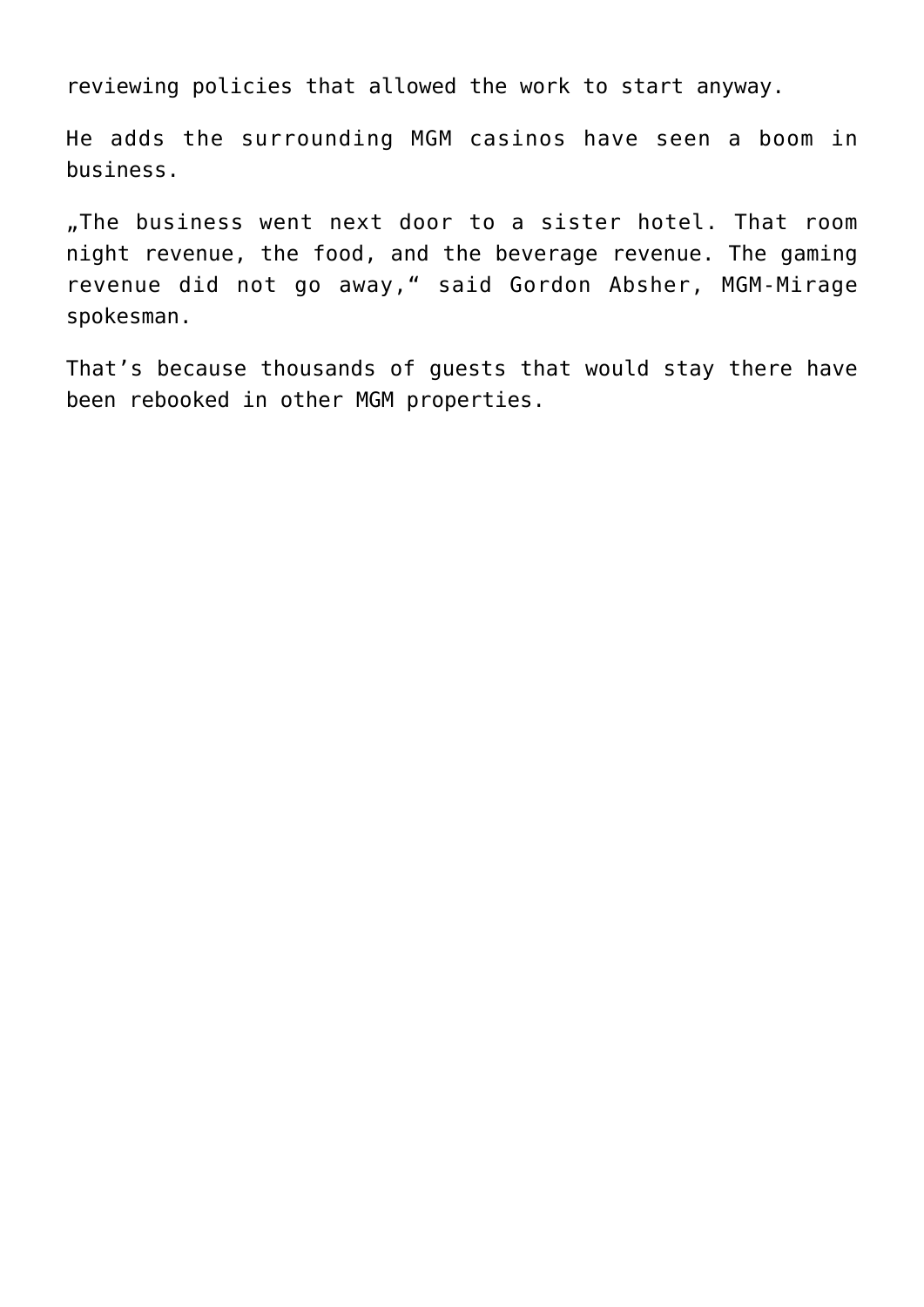reviewing policies that allowed the work to start anyway.

He adds the surrounding MGM casinos have seen a boom in business.

„The business went next door to a sister hotel. That room night revenue, the food, and the beverage revenue. The gaming revenue did not go away," said Gordon Absher, MGM-Mirage spokesman.

That's because thousands of guests that would stay there have been rebooked in other MGM properties.